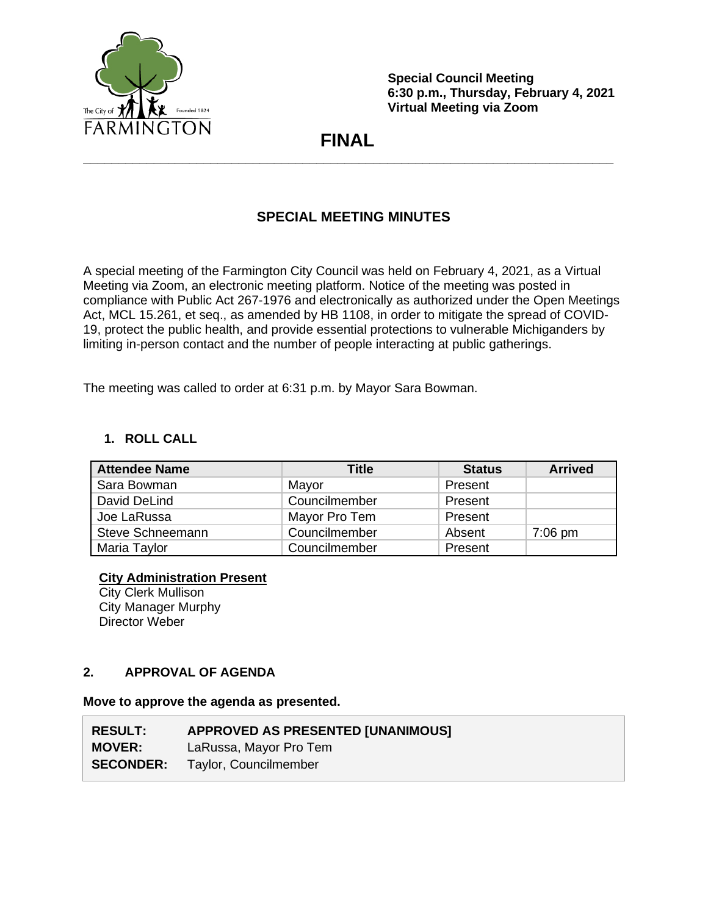**Special Council Meeting**
**6:30 p.m., Thursday, February 4, 2021**
**Virtual Meeting via Zoom**

# FINAL

## SPECIAL MEETING MINUTES

A special meeting of the Farmington City Council was held on February 4, 2021, as a Virtual Meeting via Zoom, an electronic meeting platform. Notice of the meeting was posted in compliance with Public Act 267-1976 and electronically as authorized under the Open Meetings Act, MCL 15.261, et seq., as amended by HB 1108, in order to mitigate the spread of COVID-19, protect the public health, and provide essential protections to vulnerable Michiganders by limiting in-person contact and the number of people interacting at public gatherings.

The meeting was called to order at 6:31 p.m. by Mayor Sara Bowman.

### 1. ROLL CALL

| Attendee Name | Title | Status | Arrived |
|---|---|---|---|
| Sara Bowman | Mayor | Present | |
| David DeLind | Councilmember | Present | |
| Joe LaRussa | Mayor Pro Tem | Present | |
| Steve Schneemann | Councilmember | Absent | 7:06 pm |
| Maria Taylor | Councilmember | Present | |

**City Administration Present**
City Clerk Mullison
City Manager Murphy
Director Weber

### 2. APPROVAL OF AGENDA

**Move to approve the agenda as presented.**

**RESULT:** **APPROVED AS PRESENTED [UNANIMOUS]**
**MOVER:** LaRussa, Mayor Pro Tem
**SECONDER:** Taylor, Councilmember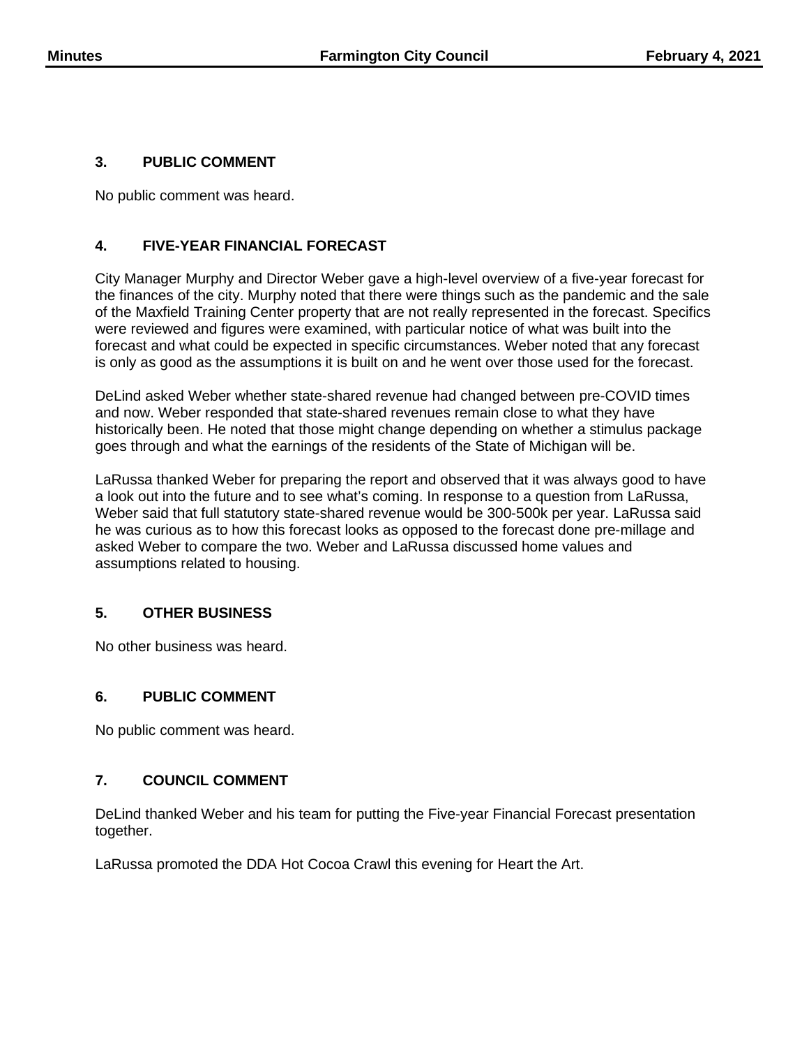### 3. PUBLIC COMMENT

No public comment was heard.

### 4. FIVE-YEAR FINANCIAL FORECAST

City Manager Murphy and Director Weber gave a high-level overview of a five-year forecast for the finances of the city. Murphy noted that there were things such as the pandemic and the sale of the Maxfield Training Center property that are not really represented in the forecast. Specifics were reviewed and figures were examined, with particular notice of what was built into the forecast and what could be expected in specific circumstances. Weber noted that any forecast is only as good as the assumptions it is built on and he went over those used for the forecast.

DeLind asked Weber whether state-shared revenue had changed between pre-COVID times and now. Weber responded that state-shared revenues remain close to what they have historically been. He noted that those might change depending on whether a stimulus package goes through and what the earnings of the residents of the State of Michigan will be.

LaRussa thanked Weber for preparing the report and observed that it was always good to have a look out into the future and to see what's coming. In response to a question from LaRussa, Weber said that full statutory state-shared revenue would be 300-500k per year. LaRussa said he was curious as to how this forecast looks as opposed to the forecast done pre-millage and asked Weber to compare the two. Weber and LaRussa discussed home values and assumptions related to housing.

### 5. OTHER BUSINESS

No other business was heard.

### 6. PUBLIC COMMENT

No public comment was heard.

### 7. COUNCIL COMMENT

DeLind thanked Weber and his team for putting the Five-year Financial Forecast presentation together.

LaRussa promoted the DDA Hot Cocoa Crawl this evening for Heart the Art.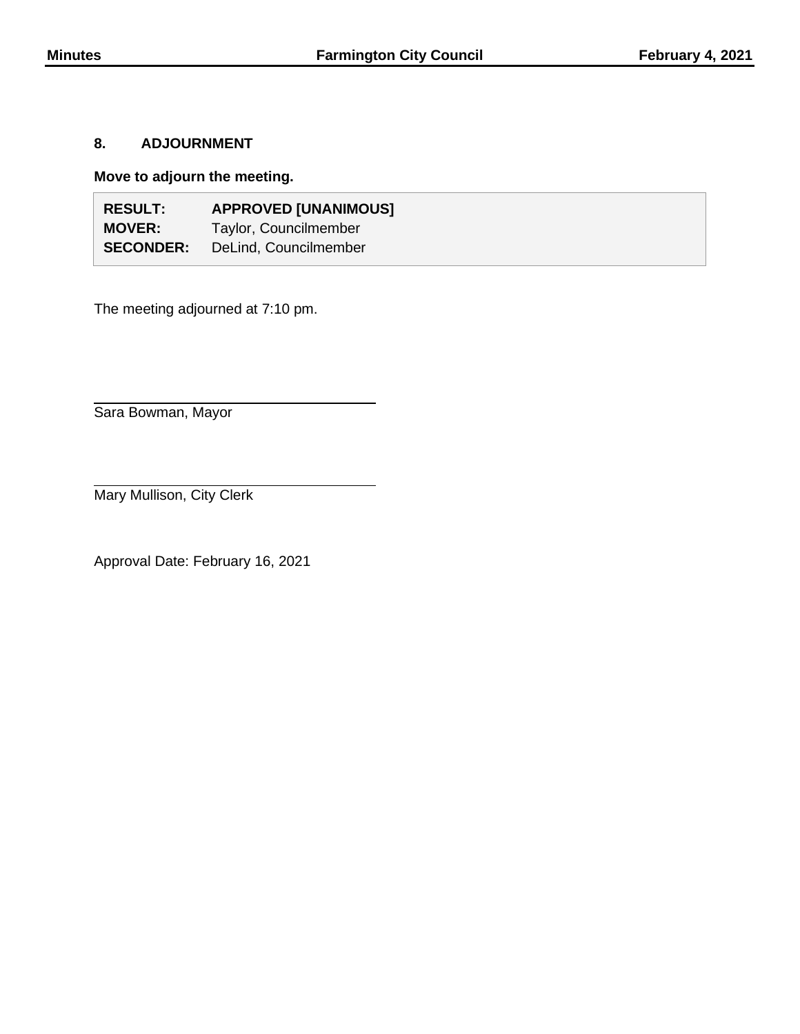## 8. ADJOURNMENT

**Move to adjourn the meeting.**

| | |
|---|---|
| **RESULT:** | **APPROVED [UNANIMOUS]** |
| **MOVER:** | Taylor, Councilmember |
| **SECONDER:** | DeLind, Councilmember |

The meeting adjourned at 7:10 pm.

Sara Bowman, Mayor

Mary Mullison, City Clerk

Approval Date: February 16, 2021